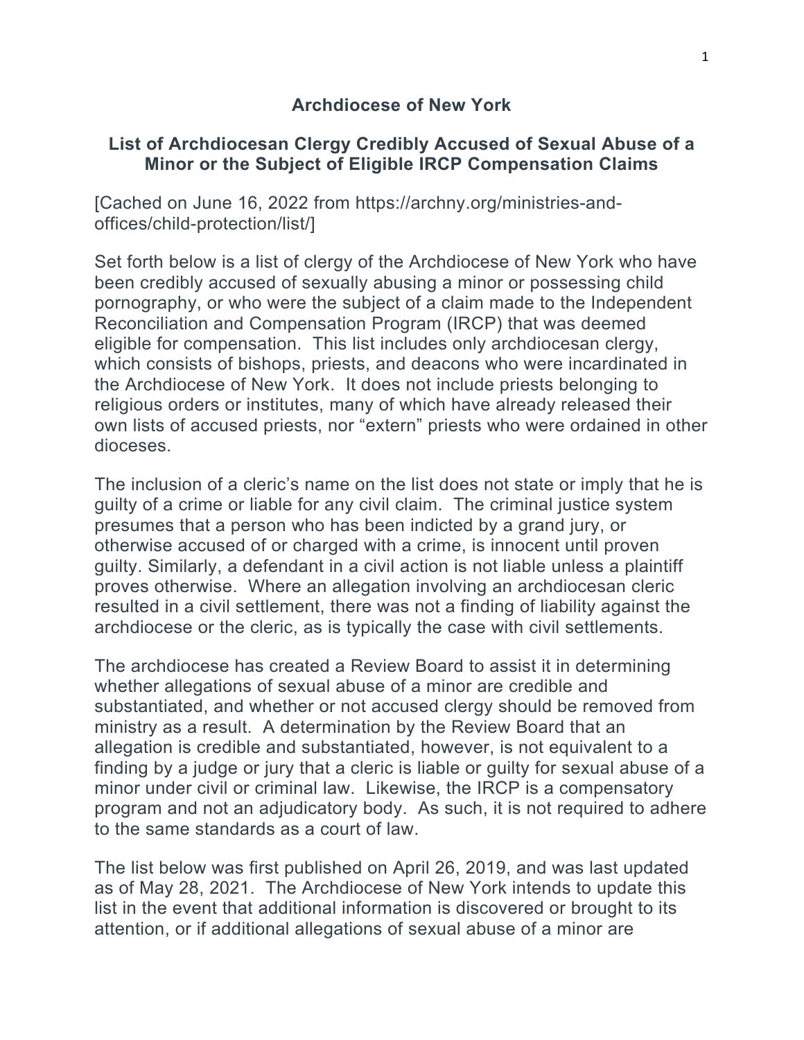# Archdiocese of New York

## List of Archdiocesan Clergy Credibly Accused of Sexual Abuse of a Minor or the Subject of Eligible IRCP Compensation Claims

[Cached on June 16, 2022 from https://archny.org/ministries-and-offices/child-protection/list/]

Set forth below is a list of clergy of the Archdiocese of New York who have been credibly accused of sexually abusing a minor or possessing child pornography, or who were the subject of a claim made to the Independent Reconciliation and Compensation Program (IRCP) that was deemed eligible for compensation. This list includes only archdiocesan clergy, which consists of bishops, priests, and deacons who were incardinated in the Archdiocese of New York. It does not include priests belonging to religious orders or institutes, many of which have already released their own lists of accused priests, nor "extern" priests who were ordained in other dioceses.

The inclusion of a cleric's name on the list does not state or imply that he is guilty of a crime or liable for any civil claim. The criminal justice system presumes that a person who has been indicted by a grand jury, or otherwise accused of or charged with a crime, is innocent until proven guilty. Similarly, a defendant in a civil action is not liable unless a plaintiff proves otherwise. Where an allegation involving an archdiocesan cleric resulted in a civil settlement, there was not a finding of liability against the archdiocese or the cleric, as is typically the case with civil settlements.

The archdiocese has created a Review Board to assist it in determining whether allegations of sexual abuse of a minor are credible and substantiated, and whether or not accused clergy should be removed from ministry as a result. A determination by the Review Board that an allegation is credible and substantiated, however, is not equivalent to a finding by a judge or jury that a cleric is liable or guilty for sexual abuse of a minor under civil or criminal law. Likewise, the IRCP is a compensatory program and not an adjudicatory body. As such, it is not required to adhere to the same standards as a court of law.

The list below was first published on April 26, 2019, and was last updated as of May 28, 2021. The Archdiocese of New York intends to update this list in the event that additional information is discovered or brought to its attention, or if additional allegations of sexual abuse of a minor are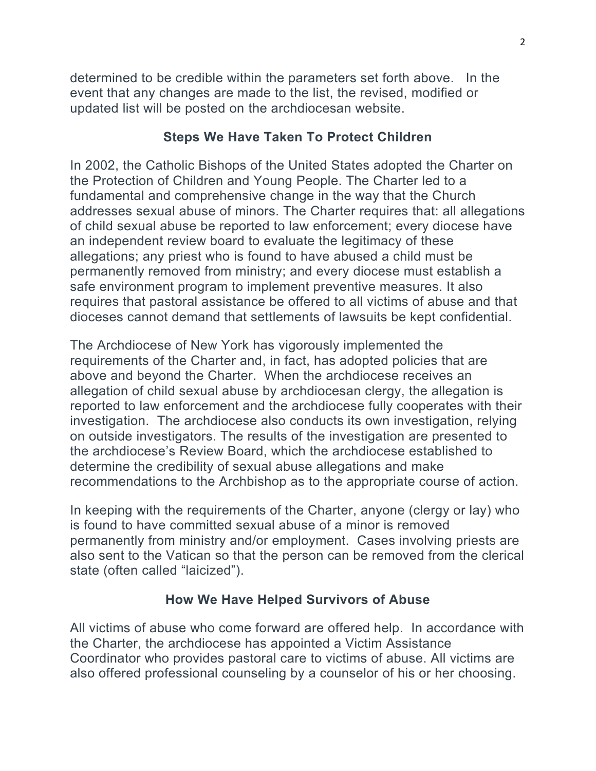determined to be credible within the parameters set forth above. In the event that any changes are made to the list, the revised, modified or updated list will be posted on the archdiocesan website.

## Steps We Have Taken To Protect Children

In 2002, the Catholic Bishops of the United States adopted the Charter on the Protection of Children and Young People. The Charter led to a fundamental and comprehensive change in the way that the Church addresses sexual abuse of minors. The Charter requires that: all allegations of child sexual abuse be reported to law enforcement; every diocese have an independent review board to evaluate the legitimacy of these allegations; any priest who is found to have abused a child must be permanently removed from ministry; and every diocese must establish a safe environment program to implement preventive measures. It also requires that pastoral assistance be offered to all victims of abuse and that dioceses cannot demand that settlements of lawsuits be kept confidential.

The Archdiocese of New York has vigorously implemented the requirements of the Charter and, in fact, has adopted policies that are above and beyond the Charter. When the archdiocese receives an allegation of child sexual abuse by archdiocesan clergy, the allegation is reported to law enforcement and the archdiocese fully cooperates with their investigation. The archdiocese also conducts its own investigation, relying on outside investigators. The results of the investigation are presented to the archdiocese's Review Board, which the archdiocese established to determine the credibility of sexual abuse allegations and make recommendations to the Archbishop as to the appropriate course of action.

In keeping with the requirements of the Charter, anyone (clergy or lay) who is found to have committed sexual abuse of a minor is removed permanently from ministry and/or employment. Cases involving priests are also sent to the Vatican so that the person can be removed from the clerical state (often called "laicized").

## How We Have Helped Survivors of Abuse

All victims of abuse who come forward are offered help. In accordance with the Charter, the archdiocese has appointed a Victim Assistance Coordinator who provides pastoral care to victims of abuse. All victims are also offered professional counseling by a counselor of his or her choosing.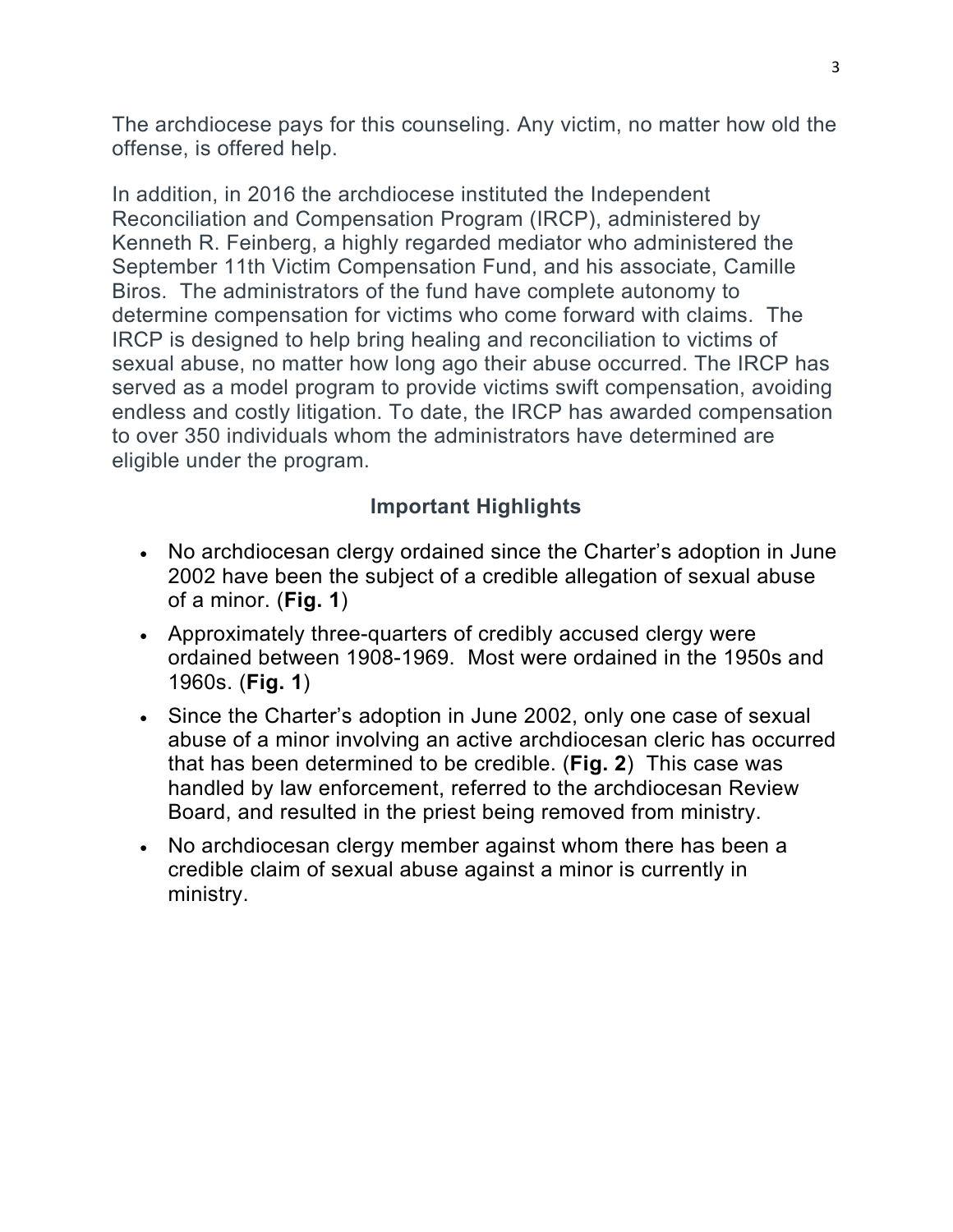The archdiocese pays for this counseling. Any victim, no matter how old the offense, is offered help.

In addition, in 2016 the archdiocese instituted the Independent Reconciliation and Compensation Program (IRCP), administered by Kenneth R. Feinberg, a highly regarded mediator who administered the September 11th Victim Compensation Fund, and his associate, Camille Biros. The administrators of the fund have complete autonomy to determine compensation for victims who come forward with claims. The IRCP is designed to help bring healing and reconciliation to victims of sexual abuse, no matter how long ago their abuse occurred. The IRCP has served as a model program to provide victims swift compensation, avoiding endless and costly litigation. To date, the IRCP has awarded compensation to over 350 individuals whom the administrators have determined are eligible under the program.

## Important Highlights

- No archdiocesan clergy ordained since the Charter's adoption in June 2002 have been the subject of a credible allegation of sexual abuse of a minor. (**Fig. 1**)
- Approximately three-quarters of credibly accused clergy were ordained between 1908-1969. Most were ordained in the 1950s and 1960s. (**Fig. 1**)
- Since the Charter's adoption in June 2002, only one case of sexual abuse of a minor involving an active archdiocesan cleric has occurred that has been determined to be credible. (**Fig. 2**) This case was handled by law enforcement, referred to the archdiocesan Review Board, and resulted in the priest being removed from ministry.
- No archdiocesan clergy member against whom there has been a credible claim of sexual abuse against a minor is currently in ministry.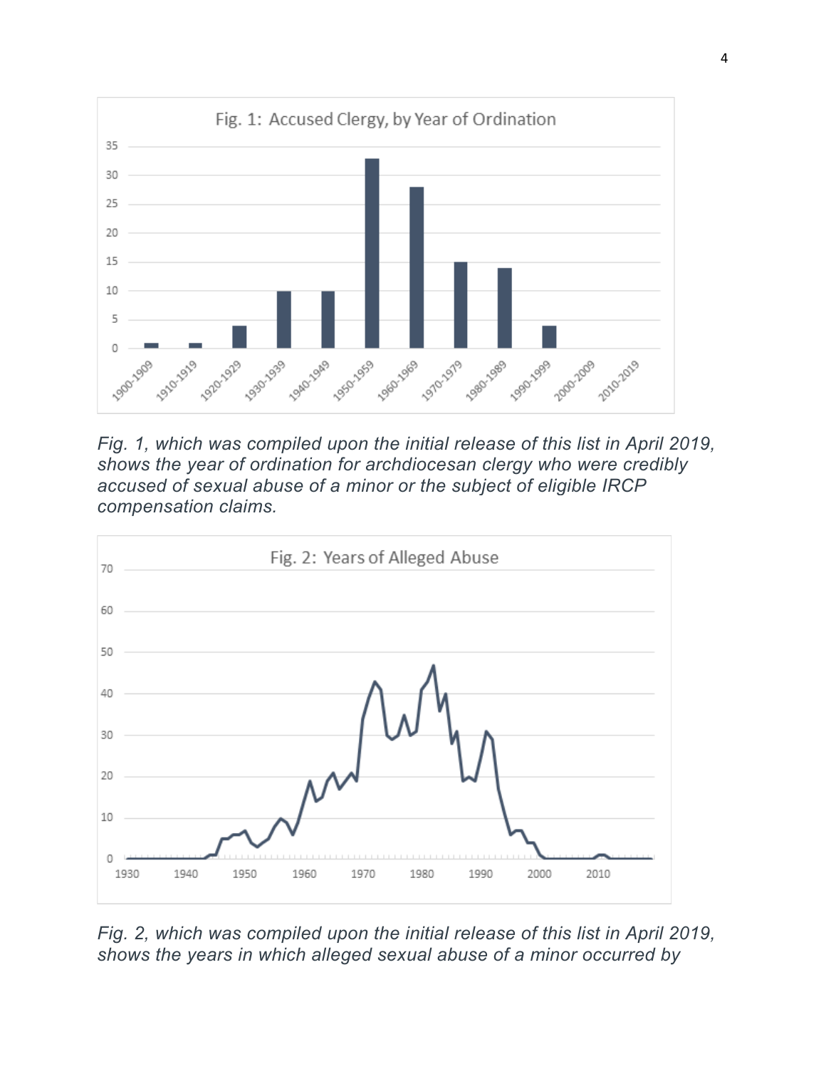Fig. 1: Accused Clergy, by Year of Ordination

*Fig. 1, which was compiled upon the initial release of this list in April 2019, shows the year of ordination for archdiocesan clergy who were credibly accused of sexual abuse of a minor or the subject of eligible IRCP compensation claims.*

Fig. 2: Years of Alleged Abuse

*Fig. 2, which was compiled upon the initial release of this list in April 2019, shows the years in which alleged sexual abuse of a minor occurred by*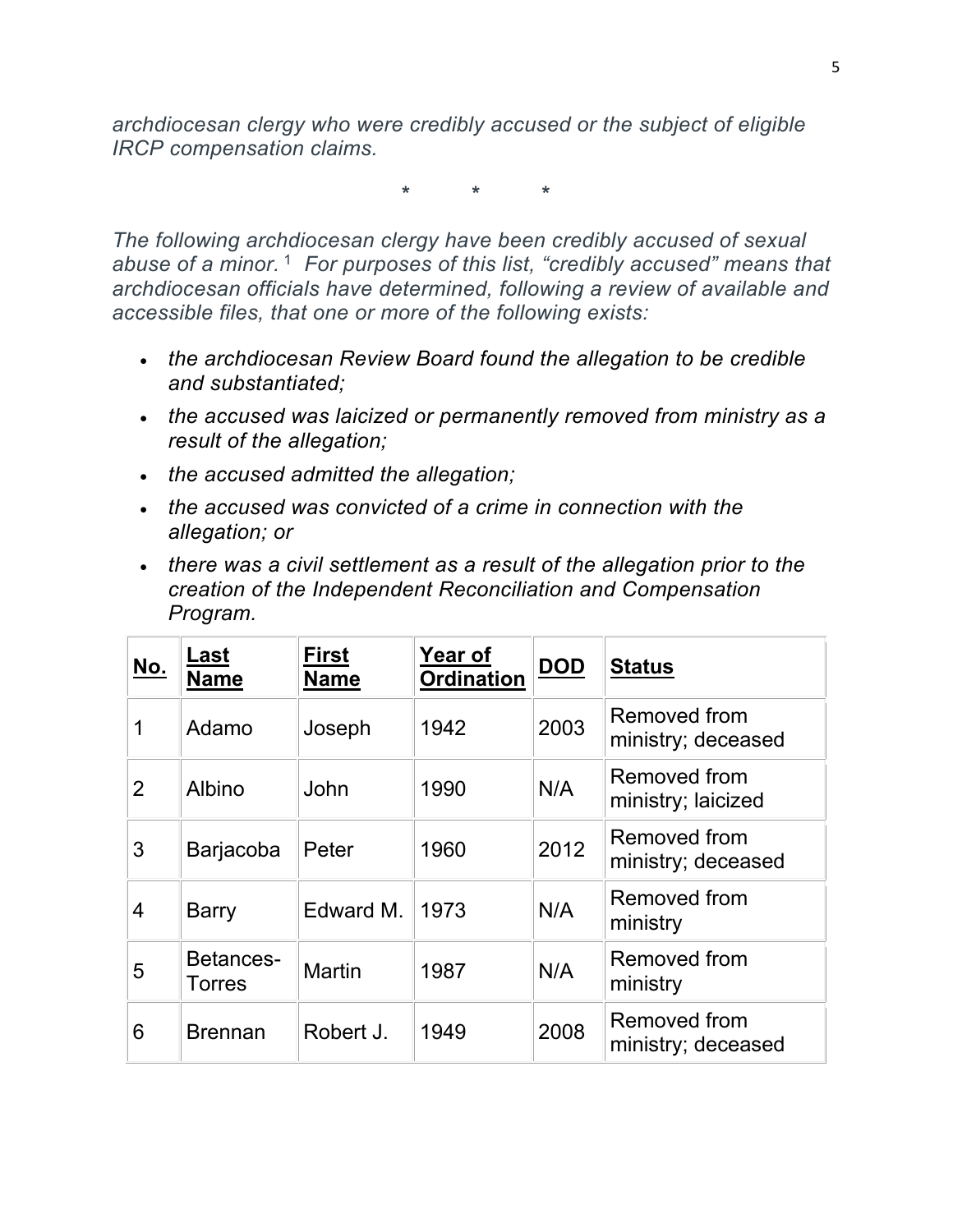*archdiocesan clergy who were credibly accused or the subject of eligible IRCP compensation claims.*

\* \* \*

*The following archdiocesan clergy have been credibly accused of sexual abuse of a minor.*[1] *For purposes of this list, "credibly accused" means that archdiocesan officials have determined, following a review of available and accessible files, that one or more of the following exists:*

- *the archdiocesan Review Board found the allegation to be credible and substantiated;*
- *the accused was laicized or permanently removed from ministry as a result of the allegation;*
- *the accused admitted the allegation;*
- *the accused was convicted of a crime in connection with the allegation; or*
- *there was a civil settlement as a result of the allegation prior to the creation of the Independent Reconciliation and Compensation Program.*

| No. | Last Name | First Name | Year of Ordination | DOD | Status |
|---|---|---|---|---|---|
| 1 | Adamo | Joseph | 1942 | 2003 | Removed from ministry; deceased |
| 2 | Albino | John | 1990 | N/A | Removed from ministry; laicized |
| 3 | Barjacoba | Peter | 1960 | 2012 | Removed from ministry; deceased |
| 4 | Barry | Edward M. | 1973 | N/A | Removed from ministry |
| 5 | Betances-Torres | Martin | 1987 | N/A | Removed from ministry |
| 6 | Brennan | Robert J. | 1949 | 2008 | Removed from ministry; deceased |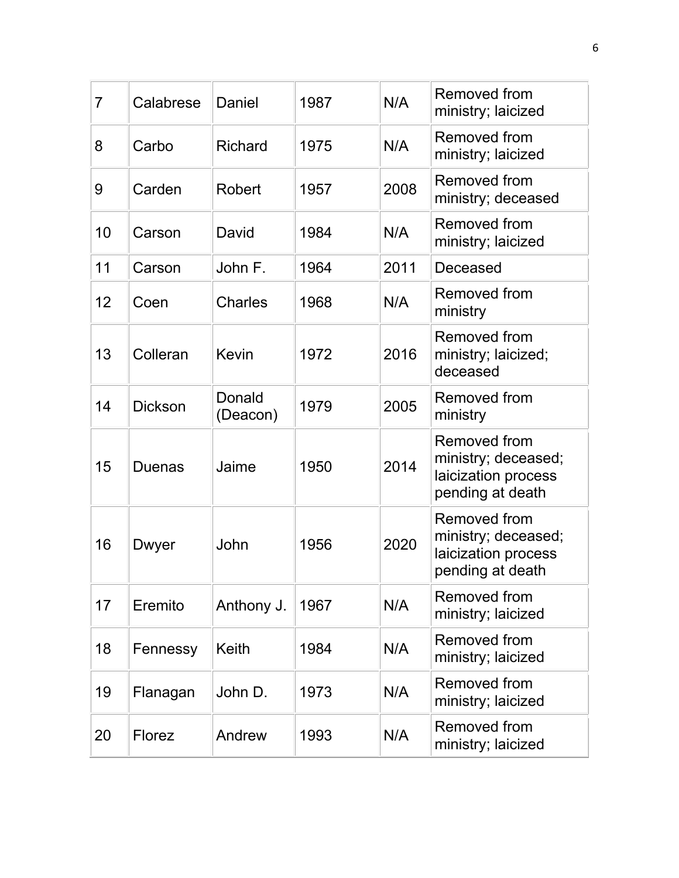| 7 | Calabrese | Daniel | 1987 | N/A | Removed from ministry; laicized |
|---|---|---|---|---|---|
| 8 | Carbo | Richard | 1975 | N/A | Removed from ministry; laicized |
| 9 | Carden | Robert | 1957 | 2008 | Removed from ministry; deceased |
| 10 | Carson | David | 1984 | N/A | Removed from ministry; laicized |
| 11 | Carson | John F. | 1964 | 2011 | Deceased |
| 12 | Coen | Charles | 1968 | N/A | Removed from ministry |
| 13 | Colleran | Kevin | 1972 | 2016 | Removed from ministry; laicized; deceased |
| 14 | Dickson | Donald (Deacon) | 1979 | 2005 | Removed from ministry |
| 15 | Duenas | Jaime | 1950 | 2014 | Removed from ministry; deceased; laicization process pending at death |
| 16 | Dwyer | John | 1956 | 2020 | Removed from ministry; deceased; laicization process pending at death |
| 17 | Eremito | Anthony J. | 1967 | N/A | Removed from ministry; laicized |
| 18 | Fennessy | Keith | 1984 | N/A | Removed from ministry; laicized |
| 19 | Flanagan | John D. | 1973 | N/A | Removed from ministry; laicized |
| 20 | Florez | Andrew | 1993 | N/A | Removed from ministry; laicized |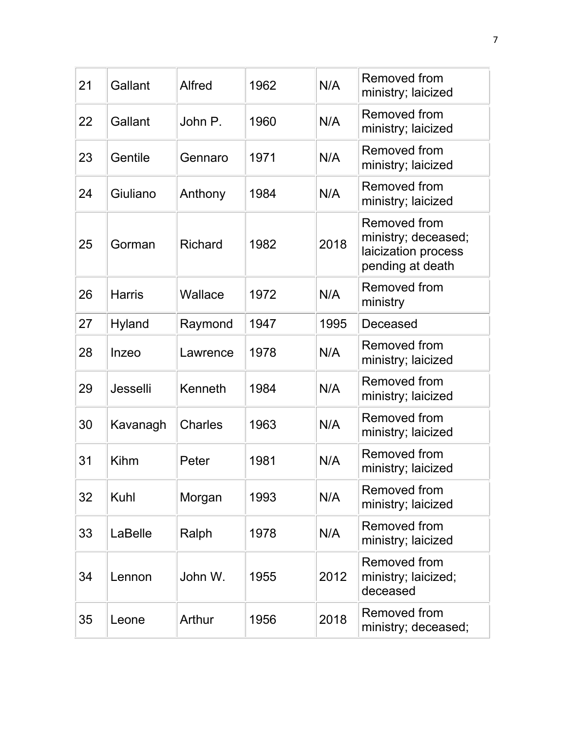| 21 | Gallant | Alfred | 1962 | N/A | Removed from ministry; laicized |
|---|---|---|---|---|---|
| 22 | Gallant | John P. | 1960 | N/A | Removed from ministry; laicized |
| 23 | Gentile | Gennaro | 1971 | N/A | Removed from ministry; laicized |
| 24 | Giuliano | Anthony | 1984 | N/A | Removed from ministry; laicized |
| 25 | Gorman | Richard | 1982 | 2018 | Removed from ministry; deceased; laicization process pending at death |
| 26 | Harris | Wallace | 1972 | N/A | Removed from ministry |
| 27 | Hyland | Raymond | 1947 | 1995 | Deceased |
| 28 | Inzeo | Lawrence | 1978 | N/A | Removed from ministry; laicized |
| 29 | Jesselli | Kenneth | 1984 | N/A | Removed from ministry; laicized |
| 30 | Kavanagh | Charles | 1963 | N/A | Removed from ministry; laicized |
| 31 | Kihm | Peter | 1981 | N/A | Removed from ministry; laicized |
| 32 | Kuhl | Morgan | 1993 | N/A | Removed from ministry; laicized |
| 33 | LaBelle | Ralph | 1978 | N/A | Removed from ministry; laicized |
| 34 | Lennon | John W. | 1955 | 2012 | Removed from ministry; laicized; deceased |
| 35 | Leone | Arthur | 1956 | 2018 | Removed from ministry; deceased; |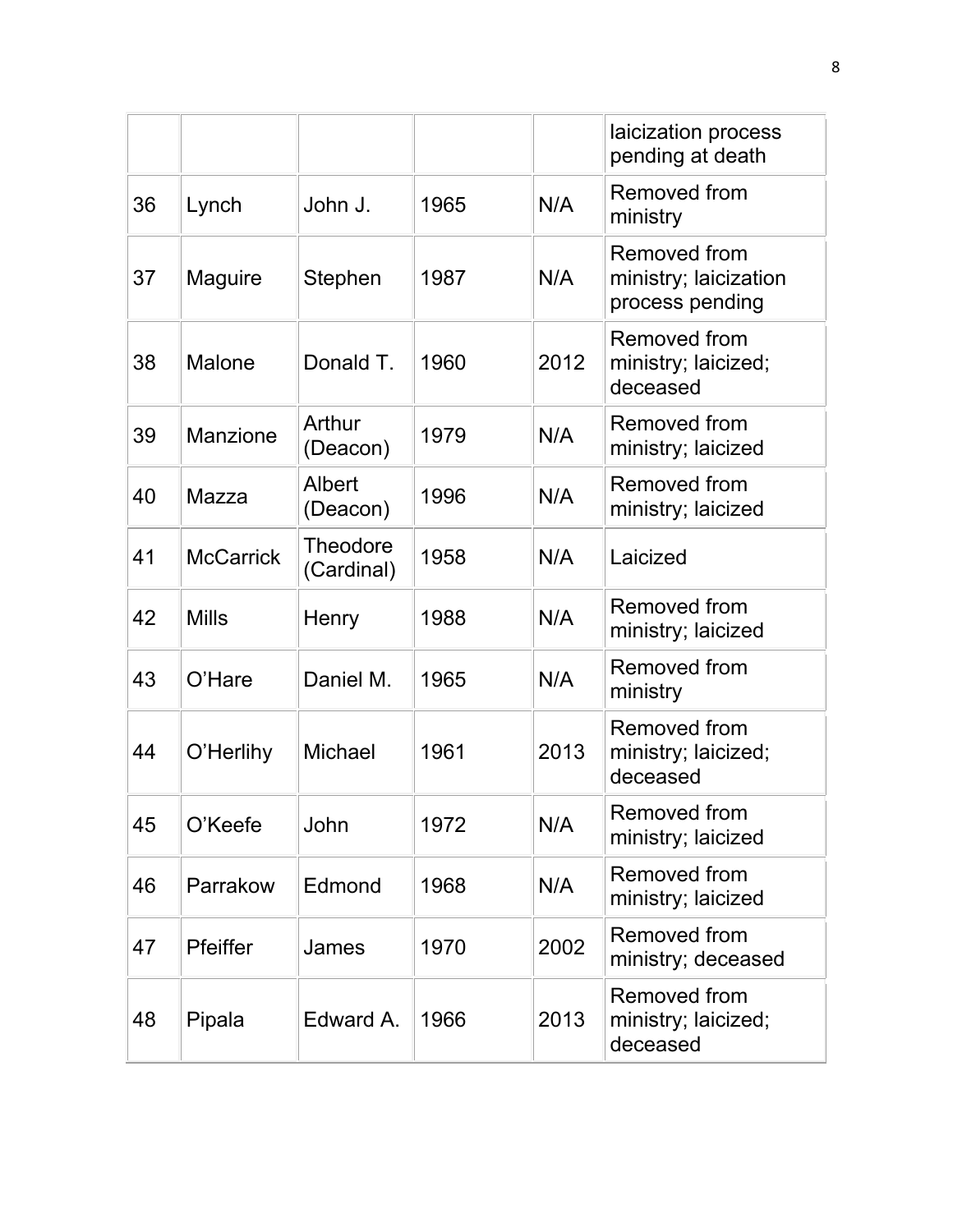| | | | | | |
|---|---|---|---|---|---|
| | | | | | laicization process pending at death |
| 36 | Lynch | John J. | 1965 | N/A | Removed from ministry |
| 37 | Maguire | Stephen | 1987 | N/A | Removed from ministry; laicization process pending |
| 38 | Malone | Donald T. | 1960 | 2012 | Removed from ministry; laicized; deceased |
| 39 | Manzione | Arthur (Deacon) | 1979 | N/A | Removed from ministry; laicized |
| 40 | Mazza | Albert (Deacon) | 1996 | N/A | Removed from ministry; laicized |
| 41 | McCarrick | Theodore (Cardinal) | 1958 | N/A | Laicized |
| 42 | Mills | Henry | 1988 | N/A | Removed from ministry; laicized |
| 43 | O'Hare | Daniel M. | 1965 | N/A | Removed from ministry |
| 44 | O'Herlihy | Michael | 1961 | 2013 | Removed from ministry; laicized; deceased |
| 45 | O'Keefe | John | 1972 | N/A | Removed from ministry; laicized |
| 46 | Parrakow | Edmond | 1968 | N/A | Removed from ministry; laicized |
| 47 | Pfeiffer | James | 1970 | 2002 | Removed from ministry; deceased |
| 48 | Pipala | Edward A. | 1966 | 2013 | Removed from ministry; laicized; deceased |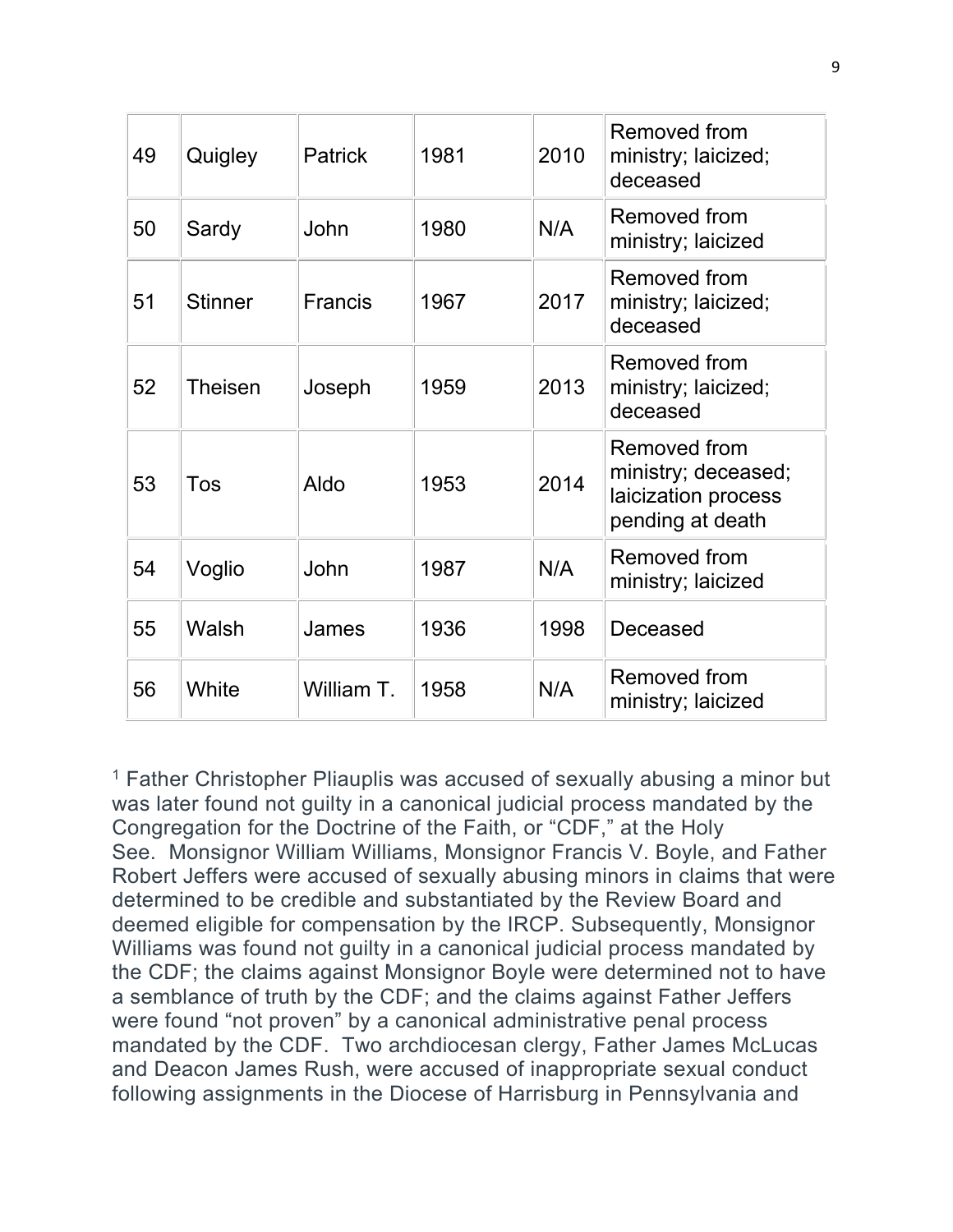| | | | | | |
|---|---|---|---|---|---|
| 49 | Quigley | Patrick | 1981 | 2010 | Removed from ministry; laicized; deceased |
| 50 | Sardy | John | 1980 | N/A | Removed from ministry; laicized |
| 51 | Stinner | Francis | 1967 | 2017 | Removed from ministry; laicized; deceased |
| 52 | Theisen | Joseph | 1959 | 2013 | Removed from ministry; laicized; deceased |
| 53 | Tos | Aldo | 1953 | 2014 | Removed from ministry; deceased; laicization process pending at death |
| 54 | Voglio | John | 1987 | N/A | Removed from ministry; laicized |
| 55 | Walsh | James | 1936 | 1998 | Deceased |
| 56 | White | William T. | 1958 | N/A | Removed from ministry; laicized |

[1] Father Christopher Pliauplis was accused of sexually abusing a minor but was later found not guilty in a canonical judicial process mandated by the Congregation for the Doctrine of the Faith, or "CDF," at the Holy See. Monsignor William Williams, Monsignor Francis V. Boyle, and Father Robert Jeffers were accused of sexually abusing minors in claims that were determined to be credible and substantiated by the Review Board and deemed eligible for compensation by the IRCP. Subsequently, Monsignor Williams was found not guilty in a canonical judicial process mandated by the CDF; the claims against Monsignor Boyle were determined not to have a semblance of truth by the CDF; and the claims against Father Jeffers were found "not proven" by a canonical administrative penal process mandated by the CDF. Two archdiocesan clergy, Father James McLucas and Deacon James Rush, were accused of inappropriate sexual conduct following assignments in the Diocese of Harrisburg in Pennsylvania and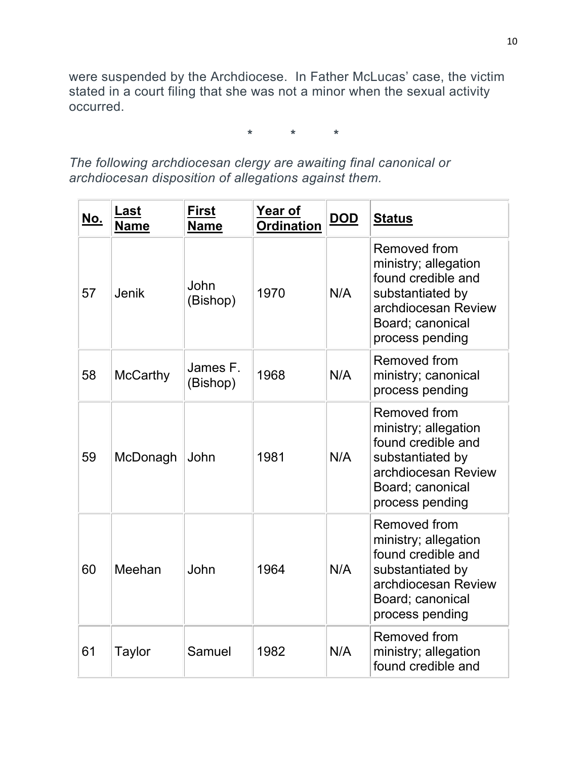were suspended by the Archdiocese. In Father McLucas' case, the victim stated in a court filing that she was not a minor when the sexual activity occurred.

\* \* \*

*The following archdiocesan clergy are awaiting final canonical or archdiocesan disposition of allegations against them.*

| No. | Last Name | First Name | Year of Ordination | DOD | Status |
|---|---|---|---|---|---|
| 57 | Jenik | John (Bishop) | 1970 | N/A | Removed from ministry; allegation found credible and substantiated by archdiocesan Review Board; canonical process pending |
| 58 | McCarthy | James F. (Bishop) | 1968 | N/A | Removed from ministry; canonical process pending |
| 59 | McDonagh | John | 1981 | N/A | Removed from ministry; allegation found credible and substantiated by archdiocesan Review Board; canonical process pending |
| 60 | Meehan | John | 1964 | N/A | Removed from ministry; allegation found credible and substantiated by archdiocesan Review Board; canonical process pending |
| 61 | Taylor | Samuel | 1982 | N/A | Removed from ministry; allegation found credible and |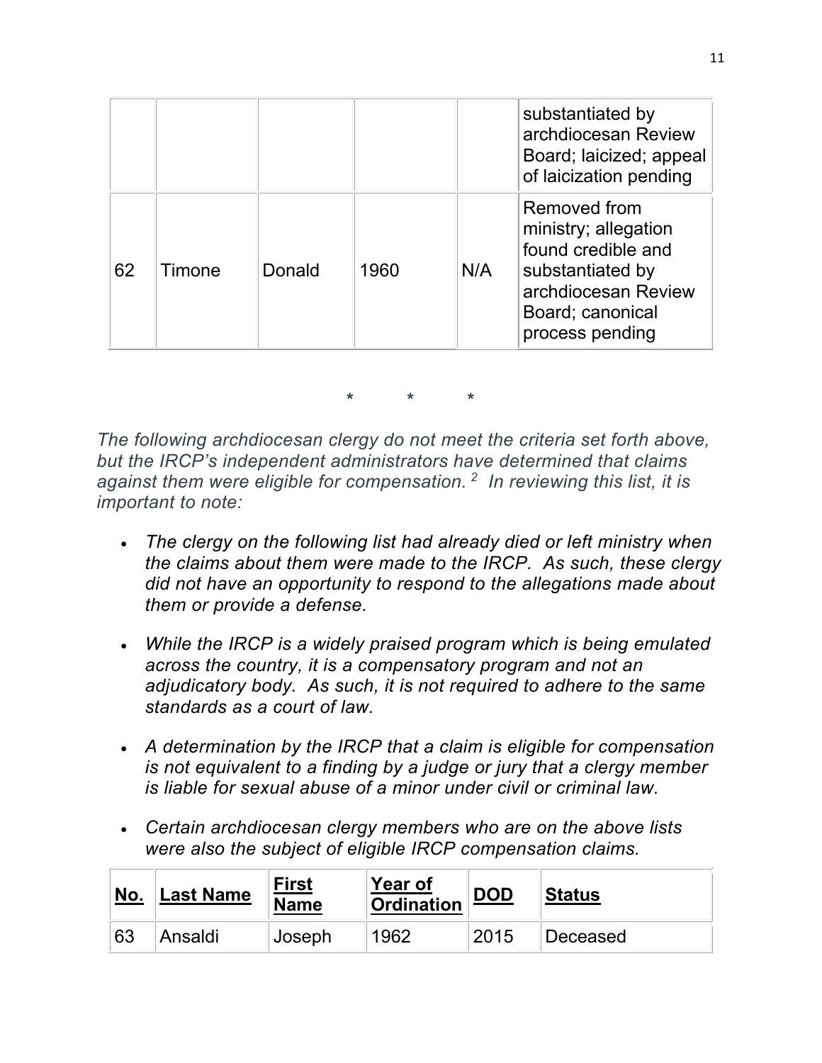| | | | | | substantiated by archdiocesan Review Board; laicized; appeal of laicization pending |
|---|---|---|---|---|---|
| 62 | Timone | Donald | 1960 | N/A | Removed from ministry; allegation found credible and substantiated by archdiocesan Review Board; canonical process pending |

\* \* \*

*The following archdiocesan clergy do not meet the criteria set forth above, but the IRCP's independent administrators have determined that claims against them were eligible for compensation.* [2] *In reviewing this list, it is important to note:*

- *The clergy on the following list had already died or left ministry when the claims about them were made to the IRCP. As such, these clergy did not have an opportunity to respond to the allegations made about them or provide a defense.*
- *While the IRCP is a widely praised program which is being emulated across the country, it is a compensatory program and not an adjudicatory body. As such, it is not required to adhere to the same standards as a court of law.*
- *A determination by the IRCP that a claim is eligible for compensation is not equivalent to a finding by a judge or jury that a clergy member is liable for sexual abuse of a minor under civil or criminal law.*
- *Certain archdiocesan clergy members who are on the above lists were also the subject of eligible IRCP compensation claims.*

| No. | Last Name | First Name | Year of Ordination | DOD | Status |
|---|---|---|---|---|---|
| 63 | Ansaldi | Joseph | 1962 | 2015 | Deceased |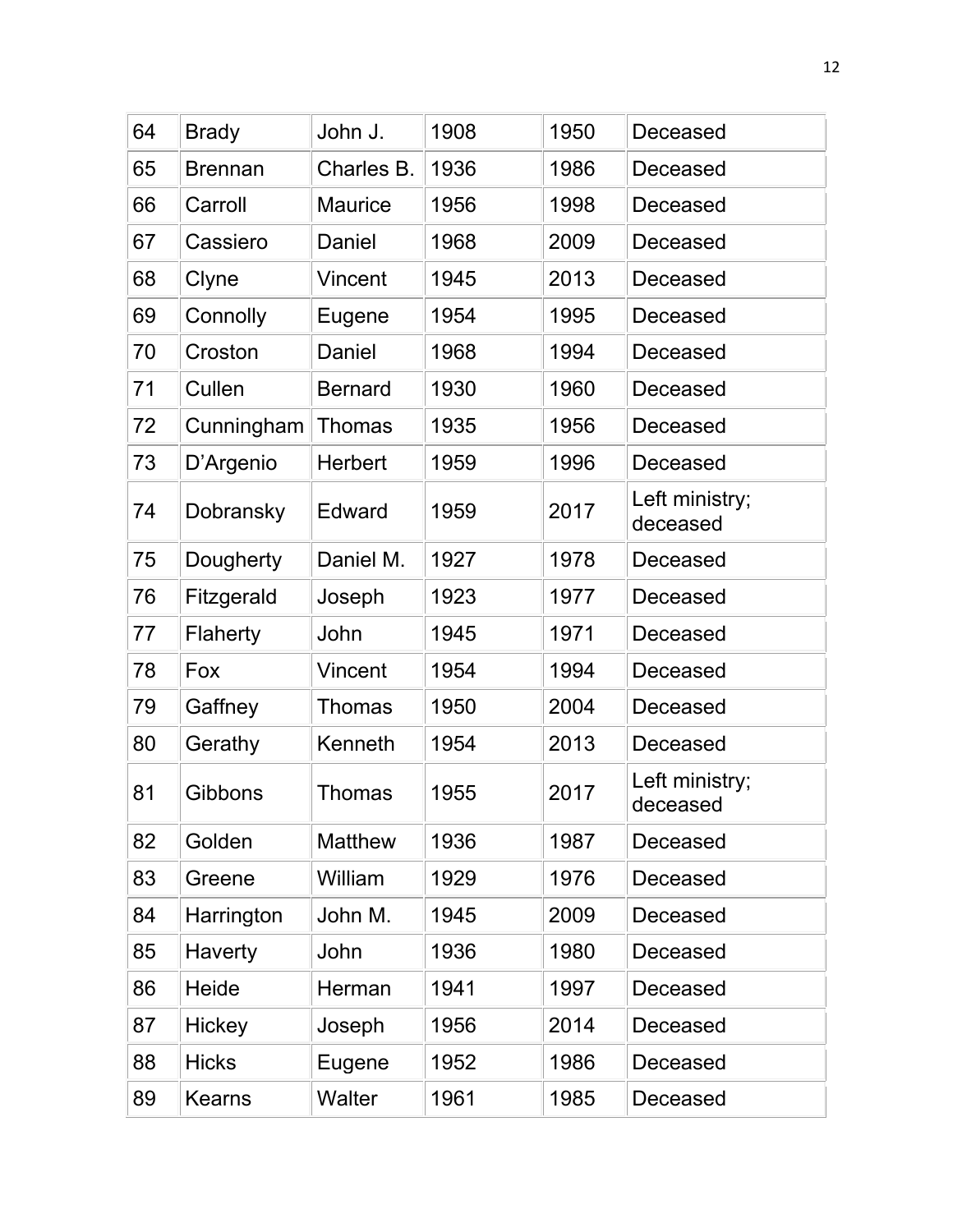| 64 | Brady | John J. | 1908 | 1950 | Deceased |
|---|---|---|---|---|---|
| 65 | Brennan | Charles B. | 1936 | 1986 | Deceased |
| 66 | Carroll | Maurice | 1956 | 1998 | Deceased |
| 67 | Cassiero | Daniel | 1968 | 2009 | Deceased |
| 68 | Clyne | Vincent | 1945 | 2013 | Deceased |
| 69 | Connolly | Eugene | 1954 | 1995 | Deceased |
| 70 | Croston | Daniel | 1968 | 1994 | Deceased |
| 71 | Cullen | Bernard | 1930 | 1960 | Deceased |
| 72 | Cunningham | Thomas | 1935 | 1956 | Deceased |
| 73 | D'Argenio | Herbert | 1959 | 1996 | Deceased |
| 74 | Dobransky | Edward | 1959 | 2017 | Left ministry; deceased |
| 75 | Dougherty | Daniel M. | 1927 | 1978 | Deceased |
| 76 | Fitzgerald | Joseph | 1923 | 1977 | Deceased |
| 77 | Flaherty | John | 1945 | 1971 | Deceased |
| 78 | Fox | Vincent | 1954 | 1994 | Deceased |
| 79 | Gaffney | Thomas | 1950 | 2004 | Deceased |
| 80 | Gerathy | Kenneth | 1954 | 2013 | Deceased |
| 81 | Gibbons | Thomas | 1955 | 2017 | Left ministry; deceased |
| 82 | Golden | Matthew | 1936 | 1987 | Deceased |
| 83 | Greene | William | 1929 | 1976 | Deceased |
| 84 | Harrington | John M. | 1945 | 2009 | Deceased |
| 85 | Haverty | John | 1936 | 1980 | Deceased |
| 86 | Heide | Herman | 1941 | 1997 | Deceased |
| 87 | Hickey | Joseph | 1956 | 2014 | Deceased |
| 88 | Hicks | Eugene | 1952 | 1986 | Deceased |
| 89 | Kearns | Walter | 1961 | 1985 | Deceased |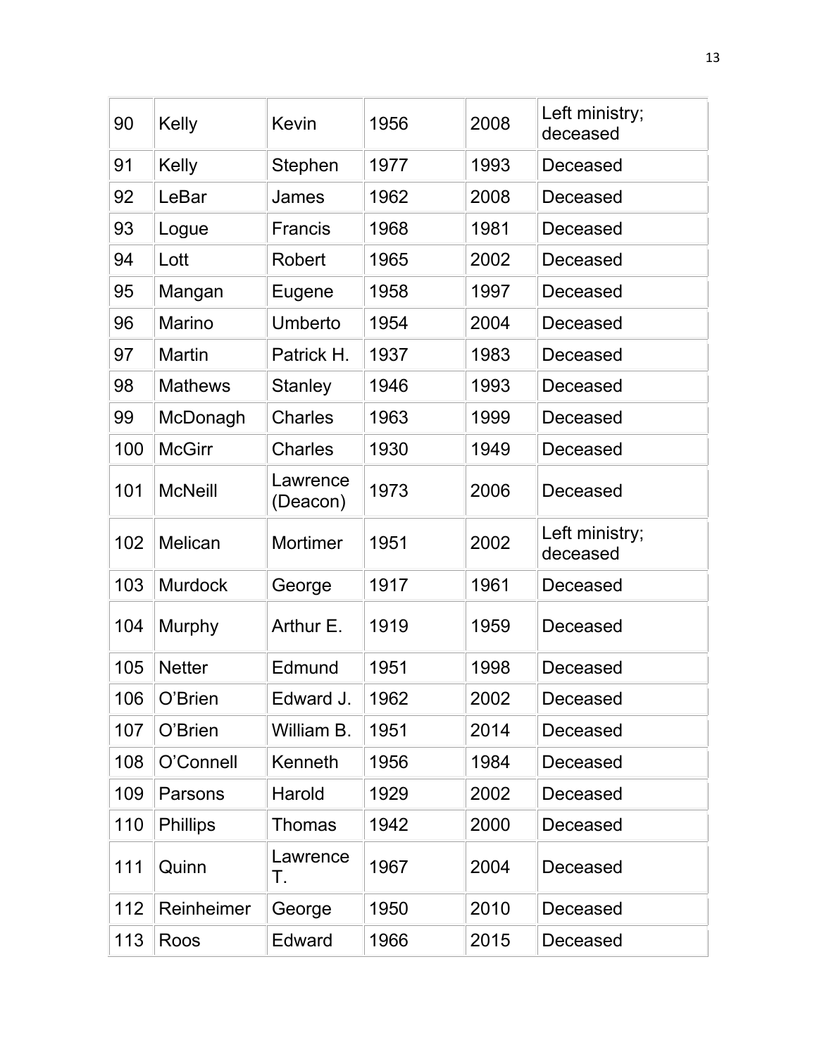| 90 | Kelly | Kevin | 1956 | 2008 | Left ministry; deceased |
|---|---|---|---|---|---|
| 91 | Kelly | Stephen | 1977 | 1993 | Deceased |
| 92 | LeBar | James | 1962 | 2008 | Deceased |
| 93 | Logue | Francis | 1968 | 1981 | Deceased |
| 94 | Lott | Robert | 1965 | 2002 | Deceased |
| 95 | Mangan | Eugene | 1958 | 1997 | Deceased |
| 96 | Marino | Umberto | 1954 | 2004 | Deceased |
| 97 | Martin | Patrick H. | 1937 | 1983 | Deceased |
| 98 | Mathews | Stanley | 1946 | 1993 | Deceased |
| 99 | McDonagh | Charles | 1963 | 1999 | Deceased |
| 100 | McGirr | Charles | 1930 | 1949 | Deceased |
| 101 | McNeill | Lawrence (Deacon) | 1973 | 2006 | Deceased |
| 102 | Melican | Mortimer | 1951 | 2002 | Left ministry; deceased |
| 103 | Murdock | George | 1917 | 1961 | Deceased |
| 104 | Murphy | Arthur E. | 1919 | 1959 | Deceased |
| 105 | Netter | Edmund | 1951 | 1998 | Deceased |
| 106 | O'Brien | Edward J. | 1962 | 2002 | Deceased |
| 107 | O'Brien | William B. | 1951 | 2014 | Deceased |
| 108 | O'Connell | Kenneth | 1956 | 1984 | Deceased |
| 109 | Parsons | Harold | 1929 | 2002 | Deceased |
| 110 | Phillips | Thomas | 1942 | 2000 | Deceased |
| 111 | Quinn | Lawrence T. | 1967 | 2004 | Deceased |
| 112 | Reinheimer | George | 1950 | 2010 | Deceased |
| 113 | Roos | Edward | 1966 | 2015 | Deceased |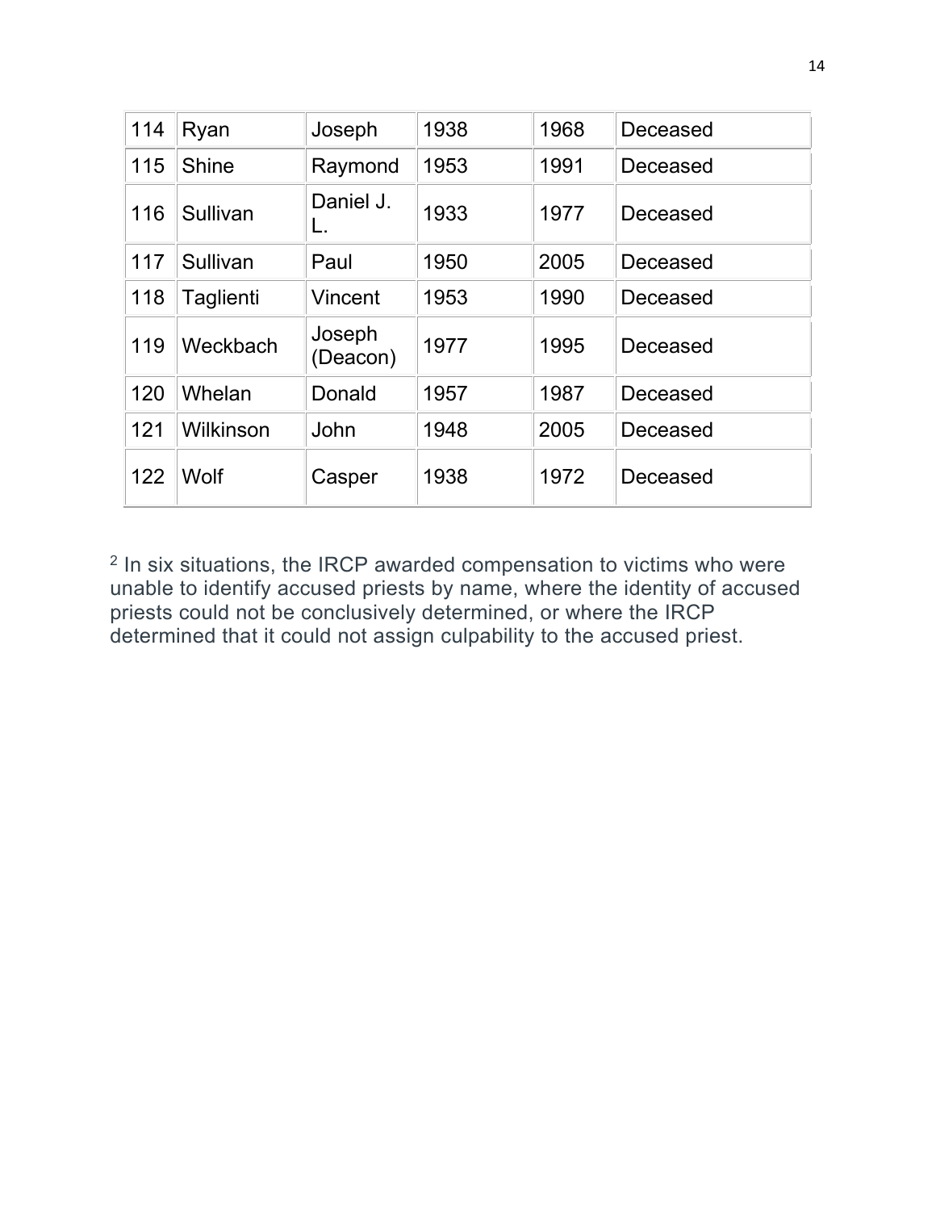| | | | | | |
|---|---|---|---|---|---|
| 114 | Ryan | Joseph | 1938 | 1968 | Deceased |
| 115 | Shine | Raymond | 1953 | 1991 | Deceased |
| 116 | Sullivan | Daniel J. L. | 1933 | 1977 | Deceased |
| 117 | Sullivan | Paul | 1950 | 2005 | Deceased |
| 118 | Taglienti | Vincent | 1953 | 1990 | Deceased |
| 119 | Weckbach | Joseph (Deacon) | 1977 | 1995 | Deceased |
| 120 | Whelan | Donald | 1957 | 1987 | Deceased |
| 121 | Wilkinson | John | 1948 | 2005 | Deceased |
| 122 | Wolf | Casper | 1938 | 1972 | Deceased |

[2] In six situations, the IRCP awarded compensation to victims who were unable to identify accused priests by name, where the identity of accused priests could not be conclusively determined, or where the IRCP determined that it could not assign culpability to the accused priest.